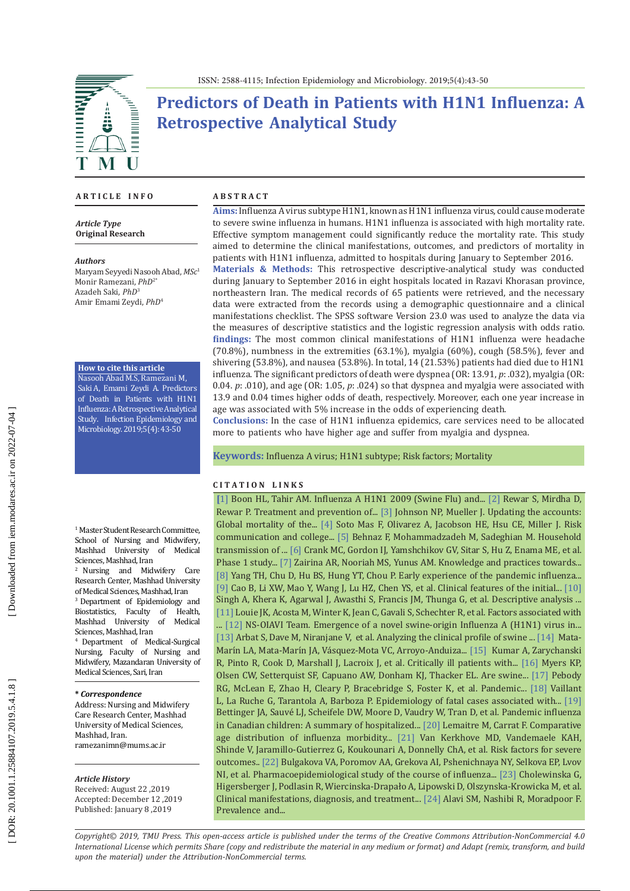# Predictors of Death in Patients with H1N1 Influenza: A Retrospective Analytical Study

## ARTICLE INFO

***Article Type***
**Original Research**

***Authors***
Maryam Seyyedi Nasooh Abad, *MSc*[1]
Monir Ramezani, *PhD*[2*]
Azadeh Saki, *PhD*[3]
Amir Emami Zeydi, *PhD*[4]

**How to cite this article**
Nasooh Abad M.S, Ramezani M, Saki A, Emami Zeydi A. Predictors of Death in Patients with H1N1 Influenza: A Retrospective Analytical Study. Infection Epidemiology and Microbiology. 2019;5(4):43-50

[1] Master Student Research Committee, School of Nursing and Midwifery, Mashhad University of Medical Sciences, Mashhad, Iran
[2] Nursing and Midwifery Care Research Center, Mashhad University of Medical Sciences, Mashhad, Iran
[3] Department of Epidemiology and Biostatistics, Faculty of Health, Mashhad University of Medical Sciences, Mashhad, Iran
[4] Department of Medical-Surgical Nursing, Faculty of Nursing and Midwifery, Mazandaran University of Medical Sciences, Sari, Iran

***\* Correspondence***
Address: Nursing and Midwifery Care Research Center, Mashhad University of Medical Sciences, Mashhad, Iran.
ramezanimn@mums.ac.ir

***Article History***
Received: August 22 ,2019
Accepted: December 12 ,2019
Published: January 8 ,2019

## ABSTRACT

**Aims:** Influenza A virus subtype H1N1, known as H1N1 influenza virus, could cause moderate to severe swine influenza in humans. H1N1 influenza is associated with high mortality rate. Effective symptom management could significantly reduce the mortality rate. This study aimed to determine the clinical manifestations, outcomes, and predictors of mortality in patients with H1N1 influenza, admitted to hospitals during January to September 2016.

**Materials & Methods:** This retrospective descriptive-analytical study was conducted during January to September 2016 in eight hospitals located in Razavi Khorasan province, northeastern Iran. The medical records of 65 patients were retrieved, and the necessary data were extracted from the records using a demographic questionnaire and a clinical manifestations checklist. The SPSS software Version 23.0 was used to analyze the data via the measures of descriptive statistics and the logistic regression analysis with odds ratio.

**findings:** The most common clinical manifestations of H1N1 influenza were headache (70.8%), numbness in the extremities (63.1%), myalgia (60%), cough (58.5%), fever and shivering (53.8%), and nausea (53.8%). In total, 14 (21.53%) patients had died due to H1N1 influenza. The significant predictors of death were dyspnea (OR: 13.91, *p*: .032), myalgia (OR: 0.04. *p*: .010), and age (OR: 1.05, *p*: .024) so that dyspnea and myalgia were associated with 13.9 and 0.04 times higher odds of death, respectively. Moreover, each one year increase in age was associated with 5% increase in the odds of experiencing death.

**Conclusions:** In the case of H1N1 influenza epidemics, care services need to be allocated more to patients who have higher age and suffer from myalgia and dyspnea.

**Keywords:** Influenza A virus; H1N1 subtype; Risk factors; Mortality

## CITATION LINKS

[1] Boon HL, Tahir AM. Influenza A H1N1 2009 (Swine Flu) and... [2] Rewar S, Mirdha D, Rewar P. Treatment and prevention of... [3] Johnson NP, Mueller J. Updating the accounts: Global mortality of the... [4] Soto Mas F, Olivarez A, Jacobson HE, Hsu CE, Miller J. Risk communication and college... [5] Behnaz F, Mohammadzadeh M, Sadeghian M. Household transmission of ... [6] Crank MC, Gordon IJ, Yamshchikov GV, Sitar S, Hu Z, Enama ME, et al. Phase 1 study... [7] Zairina AR, Nooriah MS, Yunus AM. Knowledge and practices towards... [8] Yang TH, Chu D, Hu BS, Hung YT, Chou P. Early experience of the pandemic influenza... [9] Cao B, Li XW, Mao Y, Wang J, Lu HZ, Chen YS, et al. Clinical features of the initial... [10] Singh A, Khera K, Agarwal J, Awasthi S, Francis JM, Thunga G, et al. Descriptive analysis ... [11] Louie JK, Acosta M, Winter K, Jean C, Gavali S, Schechter R, et al. Factors associated with ... [12] NS-OIAVI Team. Emergence of a novel swine-origin Influenza A (H1N1) virus in... [13] Arbat S, Dave M, Niranjane V, et al. Analyzing the clinical profile of swine ... [14] Mata-Marín LA, Mata-Marín JA, Vásquez-Mota VC, Arroyo-Anduiza... [15] Kumar A, Zarychanski R, Pinto R, Cook D, Marshall J, Lacroix J, et al. Critically ill patients with... [16] Myers KP, Olsen CW, Setterquist SF, Capuano AW, Donham KJ, Thacker EL. Are swine... [17] Pebody RG, McLean E, Zhao H, Cleary P, Bracebridge S, Foster K, et al. Pandemic... [18] Vaillant L, La Ruche G, Tarantola A, Barboza P. Epidemiology of fatal cases associated with... [19] Bettinger JA, Sauvé LJ, Scheifele DW, Moore D, Vaudry W, Tran D, et al. Pandemic influenza in Canadian children: A summary of hospitalized... [20] Lemaitre M, Carrat F. Comparative age distribution of influenza morbidity... [21] Van Kerkhove MD, Vandemaele KAH, Shinde V, Jaramillo-Gutierrez G, Koukounari A, Donnelly ChA, et al. Risk factors for severe outcomes.. [22] Bulgakova VA, Poromov AA, Grekova AI, Pshenichnaya NY, Selkova EP, Lvov NI, et al. Pharmacoepidemiological study of the course of influenza... [23] Cholewinska G, Higersberger J, Podlasin R, Wiercinska-Drapało A, Lipowski D, Olszynska-Krowicka M, et al. Clinical manifestations, diagnosis, and treatment... [24] Alavi SM, Nashibi R, Moradpoor F. Prevalence and...

*Copyright© 2019, TMU Press. This open-access article is published under the terms of the Creative Commons Attribution-NonCommercial 4.0 International License which permits Share (copy and redistribute the material in any medium or format) and Adapt (remix, transform, and build upon the material) under the Attribution-NonCommercial terms.*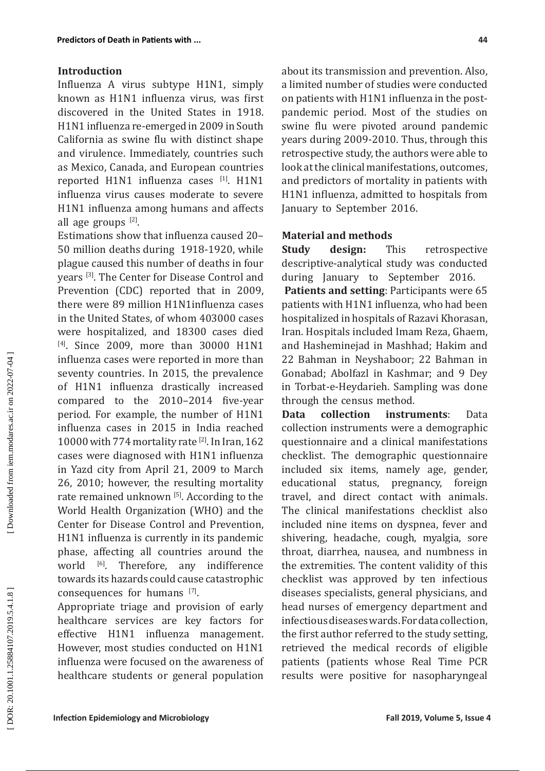## Introduction

Influenza A virus subtype H1N1, simply known as H1N1 influenza virus, was first discovered in the United States in 1918. H1N1 influenza re-emerged in 2009 in South California as swine flu with distinct shape and virulence. Immediately, countries such as Mexico, Canada, and European countries reported H1N1 influenza cases [1]. H1N1 influenza virus causes moderate to severe H1N1 influenza among humans and affects all age groups [2].

Estimations show that influenza caused 20–50 million deaths during 1918-1920, while plague caused this number of deaths in four years [3]. The Center for Disease Control and Prevention (CDC) reported that in 2009, there were 89 million H1N1influenza cases in the United States, of whom 403000 cases were hospitalized, and 18300 cases died [4]. Since 2009, more than 30000 H1N1 influenza cases were reported in more than seventy countries. In 2015, the prevalence of H1N1 influenza drastically increased compared to the 2010–2014 five-year period. For example, the number of H1N1 influenza cases in 2015 in India reached 10000 with 774 mortality rate [2]. In Iran, 162 cases were diagnosed with H1N1 influenza in Yazd city from April 21, 2009 to March 26, 2010; however, the resulting mortality rate remained unknown [5]. According to the World Health Organization (WHO) and the Center for Disease Control and Prevention, H1N1 influenza is currently in its pandemic phase, affecting all countries around the world [6]. Therefore, any indifference towards its hazards could cause catastrophic consequences for humans [7].

Appropriate triage and provision of early healthcare services are key factors for effective H1N1 influenza management. However, most studies conducted on H1N1 influenza were focused on the awareness of healthcare students or general population about its transmission and prevention. Also, a limited number of studies were conducted on patients with H1N1 influenza in the post-pandemic period. Most of the studies on swine flu were pivoted around pandemic years during 2009-2010. Thus, through this retrospective study, the authors were able to look at the clinical manifestations, outcomes, and predictors of mortality in patients with H1N1 influenza, admitted to hospitals from January to September 2016.

## Material and methods

**Study design:** This retrospective descriptive-analytical study was conducted during January to September 2016.

**Patients and setting**: Participants were 65 patients with H1N1 influenza, who had been hospitalized in hospitals of Razavi Khorasan, Iran. Hospitals included Imam Reza, Ghaem, and Hasheminejad in Mashhad; Hakim and 22 Bahman in Neyshaboor; 22 Bahman in Gonabad; Abolfazl in Kashmar; and 9 Dey in Torbat-e-Heydarieh. Sampling was done through the census method.

**Data collection instruments**: Data collection instruments were a demographic questionnaire and a clinical manifestations checklist. The demographic questionnaire included six items, namely age, gender, educational status, pregnancy, foreign travel, and direct contact with animals. The clinical manifestations checklist also included nine items on dyspnea, fever and shivering, headache, cough, myalgia, sore throat, diarrhea, nausea, and numbness in the extremities. The content validity of this checklist was approved by ten infectious diseases specialists, general physicians, and head nurses of emergency department and infectious diseases wards. For data collection, the first author referred to the study setting, retrieved the medical records of eligible patients (patients whose Real Time PCR results were positive for nasopharyngeal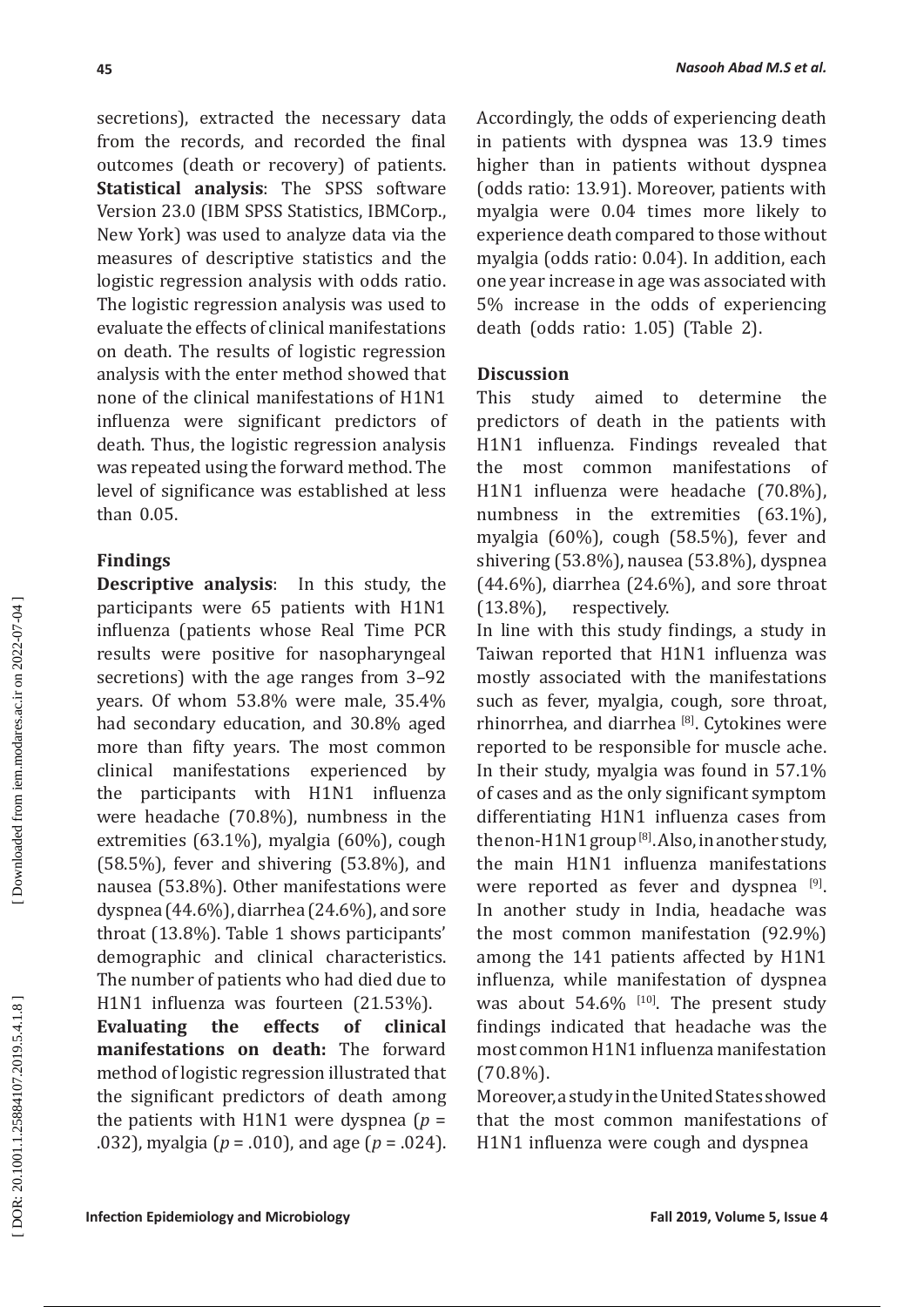secretions), extracted the necessary data from the records, and recorded the final outcomes (death or recovery) of patients. **Statistical analysis**: The SPSS software Version 23.0 (IBM SPSS Statistics, IBMCorp., New York) was used to analyze data via the measures of descriptive statistics and the logistic regression analysis with odds ratio. The logistic regression analysis was used to evaluate the effects of clinical manifestations on death. The results of logistic regression analysis with the enter method showed that none of the clinical manifestations of H1N1 influenza were significant predictors of death. Thus, the logistic regression analysis was repeated using the forward method. The level of significance was established at less than 0.05.

## Findings

**Descriptive analysis**: In this study, the participants were 65 patients with H1N1 influenza (patients whose Real Time PCR results were positive for nasopharyngeal secretions) with the age ranges from 3–92 years. Of whom 53.8% were male, 35.4% had secondary education, and 30.8% aged more than fifty years. The most common clinical manifestations experienced by the participants with H1N1 influenza were headache (70.8%), numbness in the extremities (63.1%), myalgia (60%), cough (58.5%), fever and shivering (53.8%), and nausea (53.8%). Other manifestations were dyspnea (44.6%), diarrhea (24.6%), and sore throat (13.8%). Table 1 shows participants' demographic and clinical characteristics. The number of patients who had died due to H1N1 influenza was fourteen (21.53%).

**Evaluating the effects of clinical manifestations on death:** The forward method of logistic regression illustrated that the significant predictors of death among the patients with H1N1 were dyspnea ($p$ = .032), myalgia ($p$ = .010), and age ($p$ = .024). Accordingly, the odds of experiencing death in patients with dyspnea was 13.9 times higher than in patients without dyspnea (odds ratio: 13.91). Moreover, patients with myalgia were 0.04 times more likely to experience death compared to those without myalgia (odds ratio: 0.04). In addition, each one year increase in age was associated with 5% increase in the odds of experiencing death (odds ratio: 1.05) (Table 2).

## Discussion

This study aimed to determine the predictors of death in the patients with H1N1 influenza. Findings revealed that the most common manifestations of H1N1 influenza were headache (70.8%), numbness in the extremities (63.1%), myalgia (60%), cough (58.5%), fever and shivering (53.8%), nausea (53.8%), dyspnea (44.6%), diarrhea (24.6%), and sore throat (13.8%), respectively.

In line with this study findings, a study in Taiwan reported that H1N1 influenza was mostly associated with the manifestations such as fever, myalgia, cough, sore throat, rhinorrhea, and diarrhea [8]. Cytokines were reported to be responsible for muscle ache. In their study, myalgia was found in 57.1% of cases and as the only significant symptom differentiating H1N1 influenza cases from the non-H1N1 group [8]. Also, in another study, the main H1N1 influenza manifestations were reported as fever and dyspnea [9]. In another study in India, headache was the most common manifestation (92.9%) among the 141 patients affected by H1N1 influenza, while manifestation of dyspnea was about 54.6% [10]. The present study findings indicated that headache was the most common H1N1 influenza manifestation (70.8%).

Moreover, a study in the United States showed that the most common manifestations of H1N1 influenza were cough and dyspnea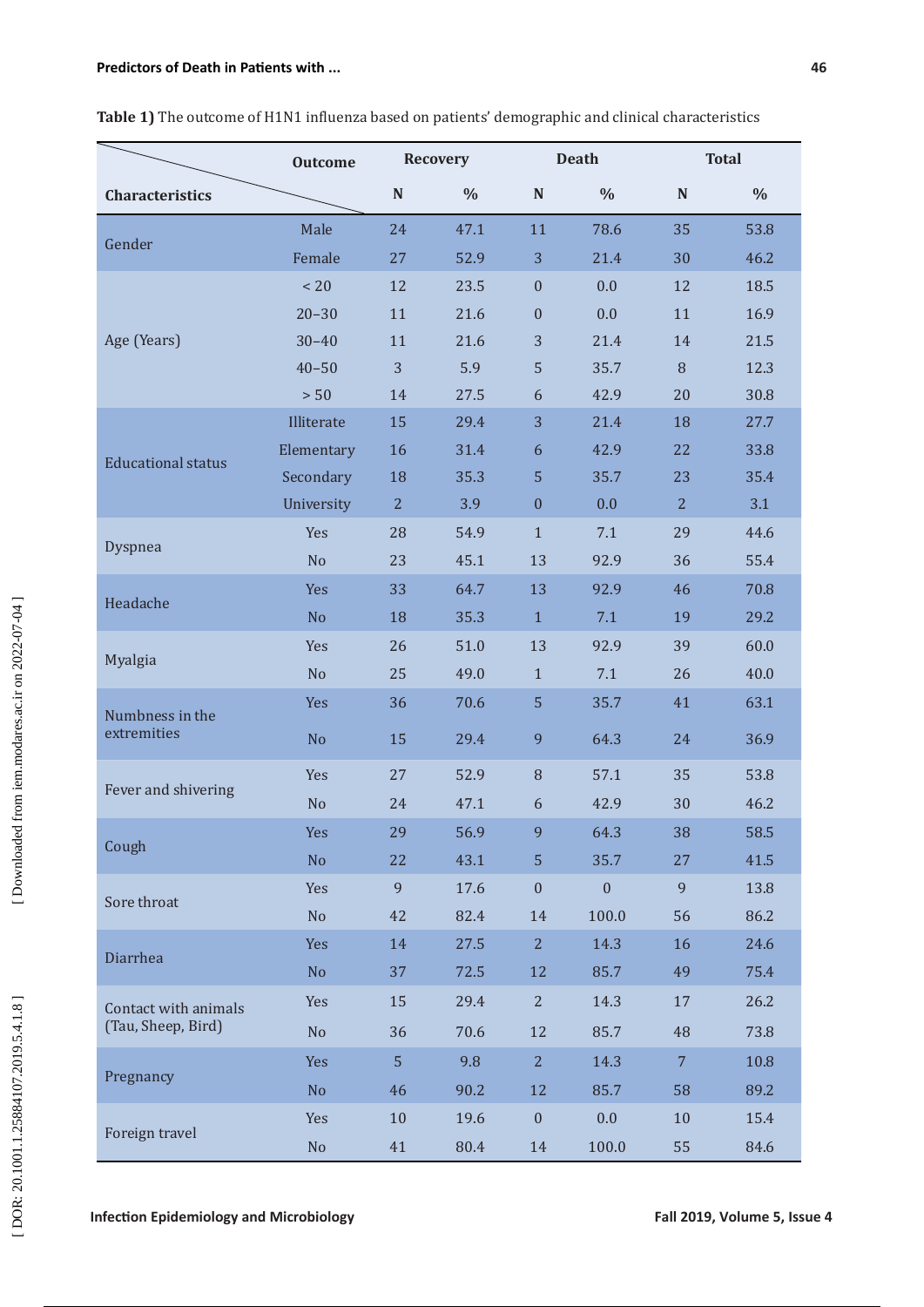**Table 1)** The outcome of H1N1 influenza based on patients' demographic and clinical characteristics

| Characteristics | Outcome | Recovery | | Death | | Total | |
|---|---|---|---|---|---|---|---|
| | | N | % | N | % | N | % |
| Gender | Male | 24 | 47.1 | 11 | 78.6 | 35 | 53.8 |
| | Female | 27 | 52.9 | 3 | 21.4 | 30 | 46.2 |
| Age (Years) | < 20 | 12 | 23.5 | 0 | 0.0 | 12 | 18.5 |
| | 20–30 | 11 | 21.6 | 0 | 0.0 | 11 | 16.9 |
| | 30–40 | 11 | 21.6 | 3 | 21.4 | 14 | 21.5 |
| | 40–50 | 3 | 5.9 | 5 | 35.7 | 8 | 12.3 |
| | > 50 | 14 | 27.5 | 6 | 42.9 | 20 | 30.8 |
| Educational status | Illiterate | 15 | 29.4 | 3 | 21.4 | 18 | 27.7 |
| | Elementary | 16 | 31.4 | 6 | 42.9 | 22 | 33.8 |
| | Secondary | 18 | 35.3 | 5 | 35.7 | 23 | 35.4 |
| | University | 2 | 3.9 | 0 | 0.0 | 2 | 3.1 |
| Dyspnea | Yes | 28 | 54.9 | 1 | 7.1 | 29 | 44.6 |
| | No | 23 | 45.1 | 13 | 92.9 | 36 | 55.4 |
| Headache | Yes | 33 | 64.7 | 13 | 92.9 | 46 | 70.8 |
| | No | 18 | 35.3 | 1 | 7.1 | 19 | 29.2 |
| Myalgia | Yes | 26 | 51.0 | 13 | 92.9 | 39 | 60.0 |
| | No | 25 | 49.0 | 1 | 7.1 | 26 | 40.0 |
| Numbness in the extremities | Yes | 36 | 70.6 | 5 | 35.7 | 41 | 63.1 |
| | No | 15 | 29.4 | 9 | 64.3 | 24 | 36.9 |
| Fever and shivering | Yes | 27 | 52.9 | 8 | 57.1 | 35 | 53.8 |
| | No | 24 | 47.1 | 6 | 42.9 | 30 | 46.2 |
| Cough | Yes | 29 | 56.9 | 9 | 64.3 | 38 | 58.5 |
| | No | 22 | 43.1 | 5 | 35.7 | 27 | 41.5 |
| Sore throat | Yes | 9 | 17.6 | 0 | 0 | 9 | 13.8 |
| | No | 42 | 82.4 | 14 | 100.0 | 56 | 86.2 |
| Diarrhea | Yes | 14 | 27.5 | 2 | 14.3 | 16 | 24.6 |
| | No | 37 | 72.5 | 12 | 85.7 | 49 | 75.4 |
| Contact with animals (Tau, Sheep, Bird) | Yes | 15 | 29.4 | 2 | 14.3 | 17 | 26.2 |
| | No | 36 | 70.6 | 12 | 85.7 | 48 | 73.8 |
| Pregnancy | Yes | 5 | 9.8 | 2 | 14.3 | 7 | 10.8 |
| | No | 46 | 90.2 | 12 | 85.7 | 58 | 89.2 |
| Foreign travel | Yes | 10 | 19.6 | 0 | 0.0 | 10 | 15.4 |
| | No | 41 | 80.4 | 14 | 100.0 | 55 | 84.6 |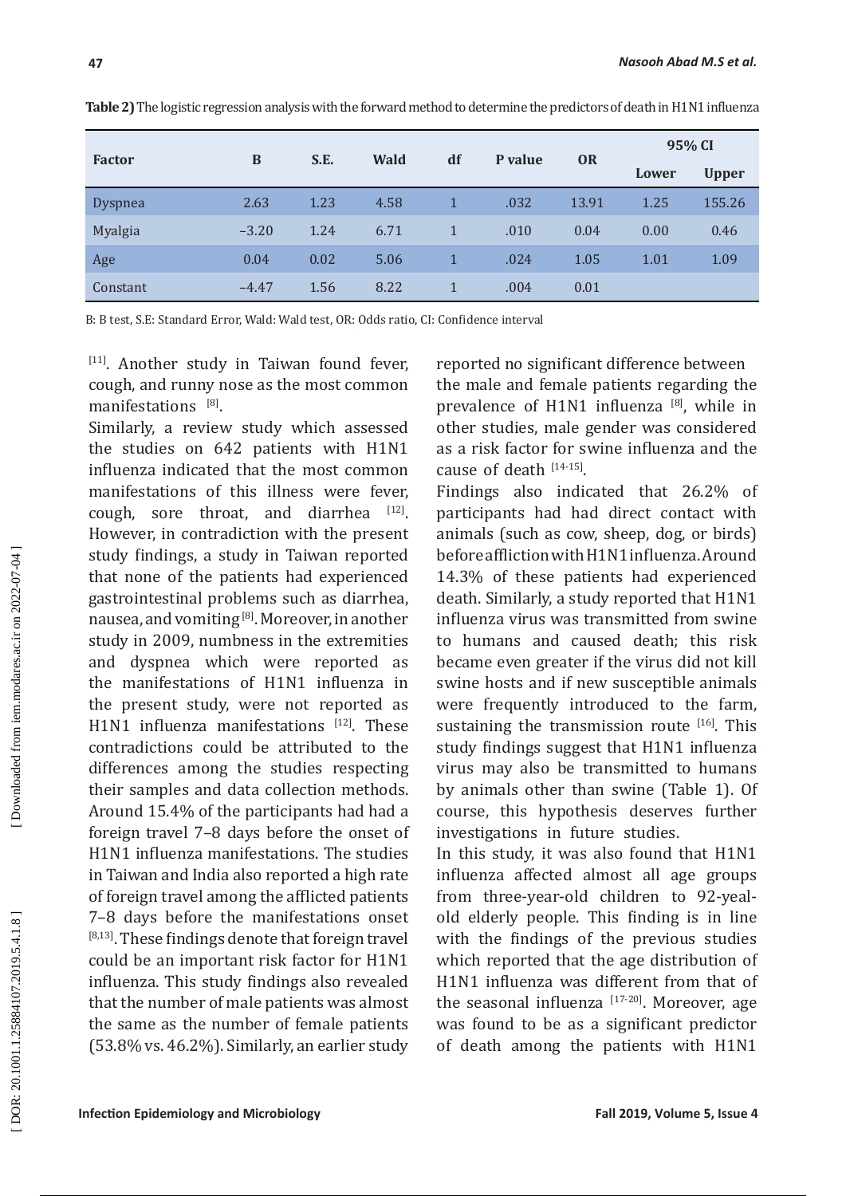**Table 2)** The logistic regression analysis with the forward method to determine the predictors of death in H1N1 influenza

| Factor | B | S.E. | Wald | df | P value | OR | 95% CI | |
|---|---|---|---|---|---|---|---|---|
| | | | | | | | Lower | Upper |
| Dyspnea | 2.63 | 1.23 | 4.58 | 1 | .032 | 13.91 | 1.25 | 155.26 |
| Myalgia | –3.20 | 1.24 | 6.71 | 1 | .010 | 0.04 | 0.00 | 0.46 |
| Age | 0.04 | 0.02 | 5.06 | 1 | .024 | 1.05 | 1.01 | 1.09 |
| Constant | –4.47 | 1.56 | 8.22 | 1 | .004 | 0.01 | | |

B: B test, S.E: Standard Error, Wald: Wald test, OR: Odds ratio, CI: Confidence interval

[11]. Another study in Taiwan found fever, cough, and runny nose as the most common manifestations [8].

Similarly, a review study which assessed the studies on 642 patients with H1N1 influenza indicated that the most common manifestations of this illness were fever, cough, sore throat, and diarrhea [12]. However, in contradiction with the present study findings, a study in Taiwan reported that none of the patients had experienced gastrointestinal problems such as diarrhea, nausea, and vomiting [8]. Moreover, in another study in 2009, numbness in the extremities and dyspnea which were reported as the manifestations of H1N1 influenza in the present study, were not reported as H1N1 influenza manifestations [12]. These contradictions could be attributed to the differences among the studies respecting their samples and data collection methods. Around 15.4% of the participants had had a foreign travel 7–8 days before the onset of H1N1 influenza manifestations. The studies in Taiwan and India also reported a high rate of foreign travel among the afflicted patients 7–8 days before the manifestations onset [8,13]. These findings denote that foreign travel could be an important risk factor for H1N1 influenza. This study findings also revealed that the number of male patients was almost the same as the number of female patients (53.8% vs. 46.2%). Similarly, an earlier study reported no significant difference between the male and female patients regarding the prevalence of H1N1 influenza [8], while in other studies, male gender was considered as a risk factor for swine influenza and the cause of death [14-15].

Findings also indicated that 26.2% of participants had had direct contact with animals (such as cow, sheep, dog, or birds) before affliction with H1N1 influenza. Around 14.3% of these patients had experienced death. Similarly, a study reported that H1N1 influenza virus was transmitted from swine to humans and caused death; this risk became even greater if the virus did not kill swine hosts and if new susceptible animals were frequently introduced to the farm, sustaining the transmission route [16]. This study findings suggest that H1N1 influenza virus may also be transmitted to humans by animals other than swine (Table 1). Of course, this hypothesis deserves further investigations in future studies.

In this study, it was also found that H1N1 influenza affected almost all age groups from three-year-old children to 92-yeal-old elderly people. This finding is in line with the findings of the previous studies which reported that the age distribution of H1N1 influenza was different from that of the seasonal influenza [17-20]. Moreover, age was found to be as a significant predictor of death among the patients with H1N1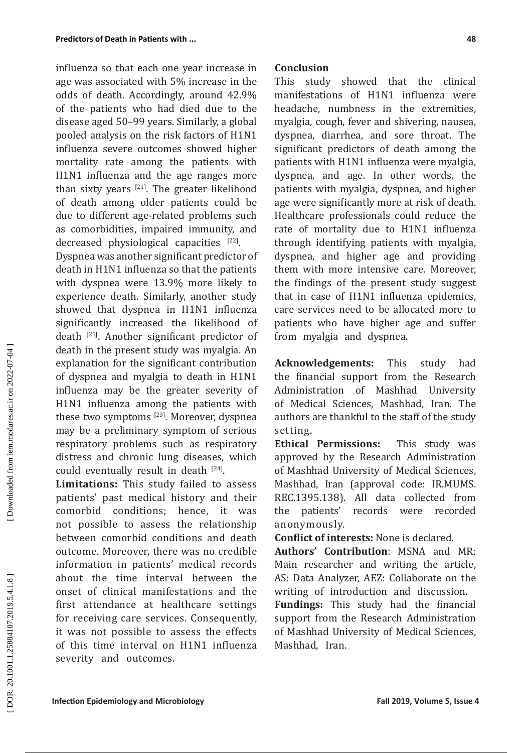influenza so that each one year increase in age was associated with 5% increase in the odds of death. Accordingly, around 42.9% of the patients who had died due to the disease aged 50–99 years. Similarly, a global pooled analysis on the risk factors of H1N1 influenza severe outcomes showed higher mortality rate among the patients with H1N1 influenza and the age ranges more than sixty years [21]. The greater likelihood of death among older patients could be due to different age-related problems such as comorbidities, impaired immunity, and decreased physiological capacities [22].

Dyspnea was another significant predictor of death in H1N1 influenza so that the patients with dyspnea were 13.9% more likely to experience death. Similarly, another study showed that dyspnea in H1N1 influenza significantly increased the likelihood of death [21]. Another significant predictor of death in the present study was myalgia. An explanation for the significant contribution of dyspnea and myalgia to death in H1N1 influenza may be the greater severity of H1N1 influenza among the patients with these two symptoms [23]. Moreover, dyspnea may be a preliminary symptom of serious respiratory problems such as respiratory distress and chronic lung diseases, which could eventually result in death [24].

**Limitations:** This study failed to assess patients' past medical history and their comorbid conditions; hence, it was not possible to assess the relationship between comorbid conditions and death outcome. Moreover, there was no credible information in patients' medical records about the time interval between the onset of clinical manifestations and the first attendance at healthcare settings for receiving care services. Consequently, it was not possible to assess the effects of this time interval on H1N1 influenza severity and outcomes.

## Conclusion

This study showed that the clinical manifestations of H1N1 influenza were headache, numbness in the extremities, myalgia, cough, fever and shivering, nausea, dyspnea, diarrhea, and sore throat. The significant predictors of death among the patients with H1N1 influenza were myalgia, dyspnea, and age. In other words, the patients with myalgia, dyspnea, and higher age were significantly more at risk of death. Healthcare professionals could reduce the rate of mortality due to H1N1 influenza through identifying patients with myalgia, dyspnea, and higher age and providing them with more intensive care. Moreover, the findings of the present study suggest that in case of H1N1 influenza epidemics, care services need to be allocated more to patients who have higher age and suffer from myalgia and dyspnea.

**Acknowledgements:** This study had the financial support from the Research Administration of Mashhad University of Medical Sciences, Mashhad, Iran. The authors are thankful to the staff of the study setting.

**Ethical Permissions:** This study was approved by the Research Administration of Mashhad University of Medical Sciences, Mashhad, Iran (approval code: IR.MUMS. REC.1395.138). All data collected from the patients' records were recorded anonymously.

**Conflict of interests:** None is declared.

**Authors' Contribution**: MSNA and MR: Main researcher and writing the article, AS: Data Analyzer, AEZ: Collaborate on the writing of introduction and discussion.

**Fundings:** This study had the financial support from the Research Administration of Mashhad University of Medical Sciences, Mashhad, Iran.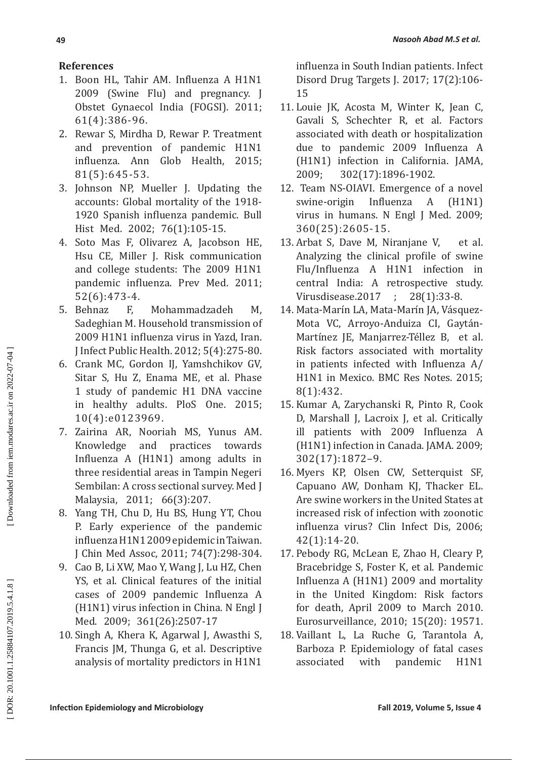## References

1. Boon HL, Tahir AM. Influenza A H1N1 2009 (Swine Flu) and pregnancy. J Obstet Gynaecol India (FOGSI). 2011; 61(4):386-96.
2. Rewar S, Mirdha D, Rewar P. Treatment and prevention of pandemic H1N1 influenza. Ann Glob Health, 2015; 81(5):645-53.
3. Johnson NP, Mueller J. Updating the accounts: Global mortality of the 1918-1920 Spanish influenza pandemic. Bull Hist Med. 2002; 76(1):105-15.
4. Soto Mas F, Olivarez A, Jacobson HE, Hsu CE, Miller J. Risk communication and college students: The 2009 H1N1 pandemic influenza. Prev Med. 2011; 52(6):473-4.
5. Behnaz F, Mohammadzadeh M, Sadeghian M. Household transmission of 2009 H1N1 influenza virus in Yazd, Iran. J Infect Public Health. 2012; 5(4):275-80.
6. Crank MC, Gordon IJ, Yamshchikov GV, Sitar S, Hu Z, Enama ME, et al. Phase 1 study of pandemic H1 DNA vaccine in healthy adults. PloS One. 2015; 10(4):e0123969.
7. Zairina AR, Nooriah MS, Yunus AM. Knowledge and practices towards Influenza A (H1N1) among adults in three residential areas in Tampin Negeri Sembilan: A cross sectional survey. Med J Malaysia, 2011; 66(3):207.
8. Yang TH, Chu D, Hu BS, Hung YT, Chou P. Early experience of the pandemic influenza H1N1 2009 epidemic in Taiwan. J Chin Med Assoc, 2011; 74(7):298-304.
9. Cao B, Li XW, Mao Y, Wang J, Lu HZ, Chen YS, et al. Clinical features of the initial cases of 2009 pandemic Influenza A (H1N1) virus infection in China. N Engl J Med. 2009; 361(26):2507-17
10. Singh A, Khera K, Agarwal J, Awasthi S, Francis JM, Thunga G, et al. Descriptive analysis of mortality predictors in H1N1 influenza in South Indian patients. Infect Disord Drug Targets J. 2017; 17(2):106-15
11. Louie JK, Acosta M, Winter K, Jean C, Gavali S, Schechter R, et al. Factors associated with death or hospitalization due to pandemic 2009 Influenza A (H1N1) infection in California. JAMA, 2009; 302(17):1896-1902.
12. Team NS-OIAVI. Emergence of a novel swine-origin Influenza A (H1N1) virus in humans. N Engl J Med. 2009; 360(25):2605-15.
13. Arbat S, Dave M, Niranjane V, et al. Analyzing the clinical profile of swine Flu/Influenza A H1N1 infection in central India: A retrospective study. Virusdisease.2017 ; 28(1):33-8.
14. Mata-Marín LA, Mata-Marín JA, Vásquez-Mota VC, Arroyo-Anduiza CI, Gaytán-Martínez JE, Manjarrez-Téllez B, et al. Risk factors associated with mortality in patients infected with Influenza A/ H1N1 in Mexico. BMC Res Notes. 2015; 8(1):432.
15. Kumar A, Zarychanski R, Pinto R, Cook D, Marshall J, Lacroix J, et al. Critically ill patients with 2009 Influenza A (H1N1) infection in Canada. JAMA. 2009; 302(17):1872–9.
16. Myers KP, Olsen CW, Setterquist SF, Capuano AW, Donham KJ, Thacker EL. Are swine workers in the United States at increased risk of infection with zoonotic influenza virus? Clin Infect Dis, 2006; 42(1):14-20.
17. Pebody RG, McLean E, Zhao H, Cleary P, Bracebridge S, Foster K, et al. Pandemic Influenza A (H1N1) 2009 and mortality in the United Kingdom: Risk factors for death, April 2009 to March 2010. Eurosurveillance, 2010; 15(20): 19571.
18. Vaillant L, La Ruche G, Tarantola A, Barboza P. Epidemiology of fatal cases associated with pandemic H1N1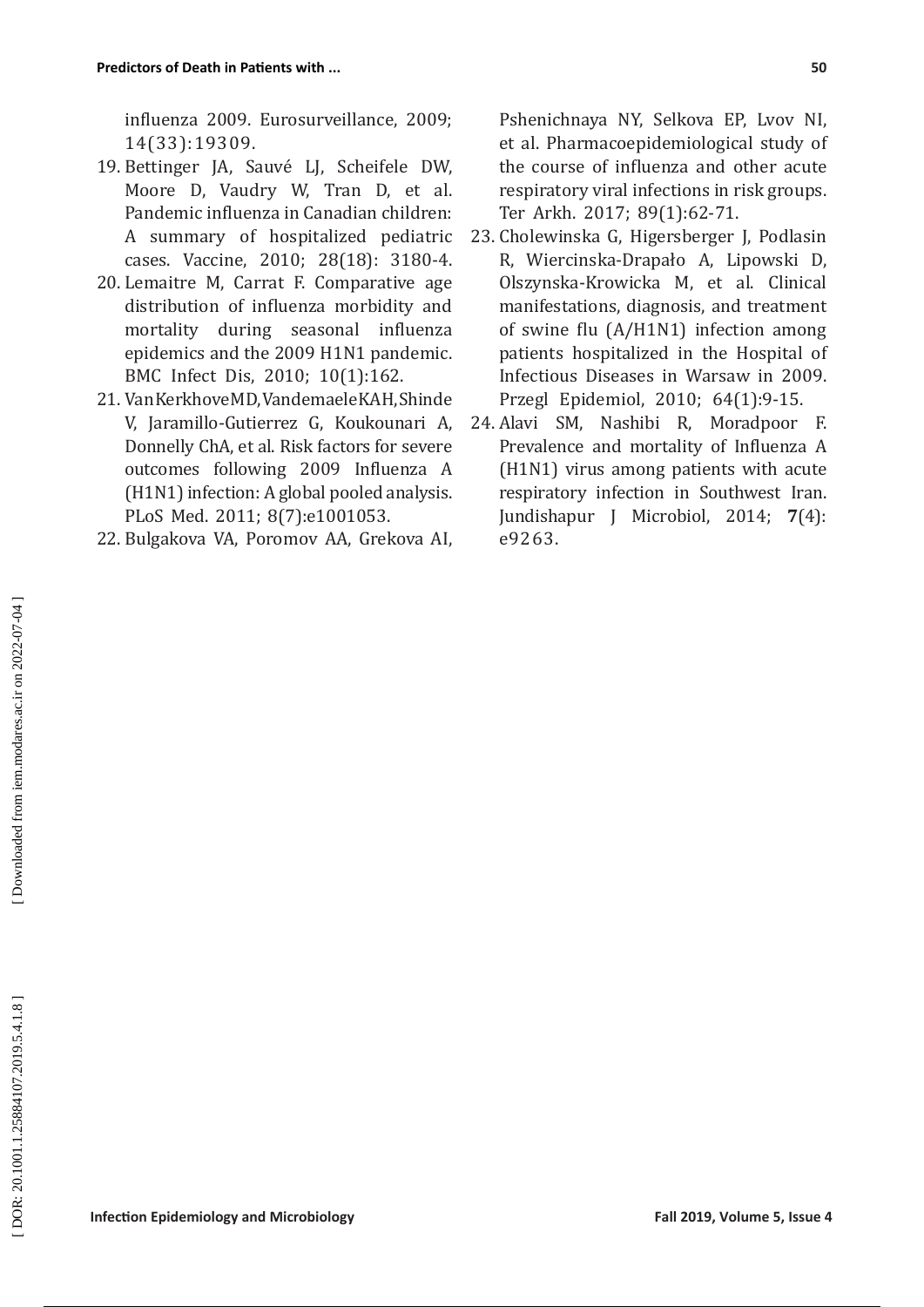influenza 2009. Eurosurveillance, 2009; 14(33):19309.

19. Bettinger JA, Sauvé LJ, Scheifele DW, Moore D, Vaudry W, Tran D, et al. Pandemic influenza in Canadian children: A summary of hospitalized pediatric cases. Vaccine, 2010; 28(18): 3180-4.
20. Lemaitre M, Carrat F. Comparative age distribution of influenza morbidity and mortality during seasonal influenza epidemics and the 2009 H1N1 pandemic. BMC Infect Dis, 2010; 10(1):162.
21. Van Kerkhove MD, Vandemaele KAH, Shinde V, Jaramillo-Gutierrez G, Koukounari A, Donnelly ChA, et al. Risk factors for severe outcomes following 2009 Influenza A (H1N1) infection: A global pooled analysis. PLoS Med. 2011; 8(7):e1001053.
22. Bulgakova VA, Poromov AA, Grekova AI, Pshenichnaya NY, Selkova EP, Lvov NI, et al. Pharmacoepidemiological study of the course of influenza and other acute respiratory viral infections in risk groups. Ter Arkh. 2017; 89(1):62-71.
23. Cholewinska G, Higersberger J, Podlasin R, Wiercinska-Drapało A, Lipowski D, Olszynska-Krowicka M, et al. Clinical manifestations, diagnosis, and treatment of swine flu (A/H1N1) infection among patients hospitalized in the Hospital of Infectious Diseases in Warsaw in 2009. Przegl Epidemiol, 2010; 64(1):9-15.
24. Alavi SM, Nashibi R, Moradpoor F. Prevalence and mortality of Influenza A (H1N1) virus among patients with acute respiratory infection in Southwest Iran. Jundishapur J Microbiol, 2014; **7**(4): e9263.